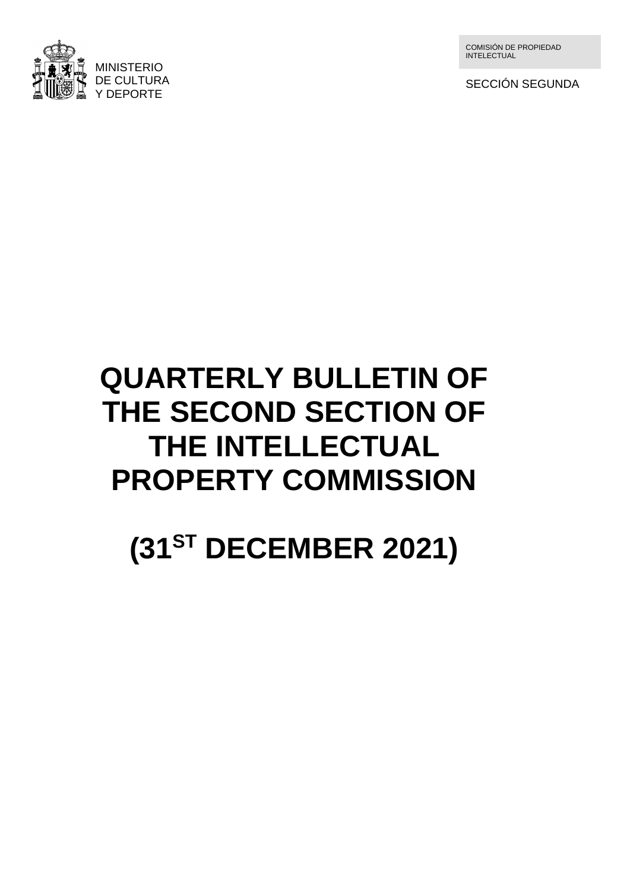MINISTERIO
DE CULTURA
Y DEPORTE

COMISIÓN DE PROPIEDAD INTELECTUAL

SECCIÓN SEGUNDA

# QUARTERLY BULLETIN OF THE SECOND SECTION OF THE INTELLECTUAL PROPERTY COMMISSION

# (31ST DECEMBER 2021)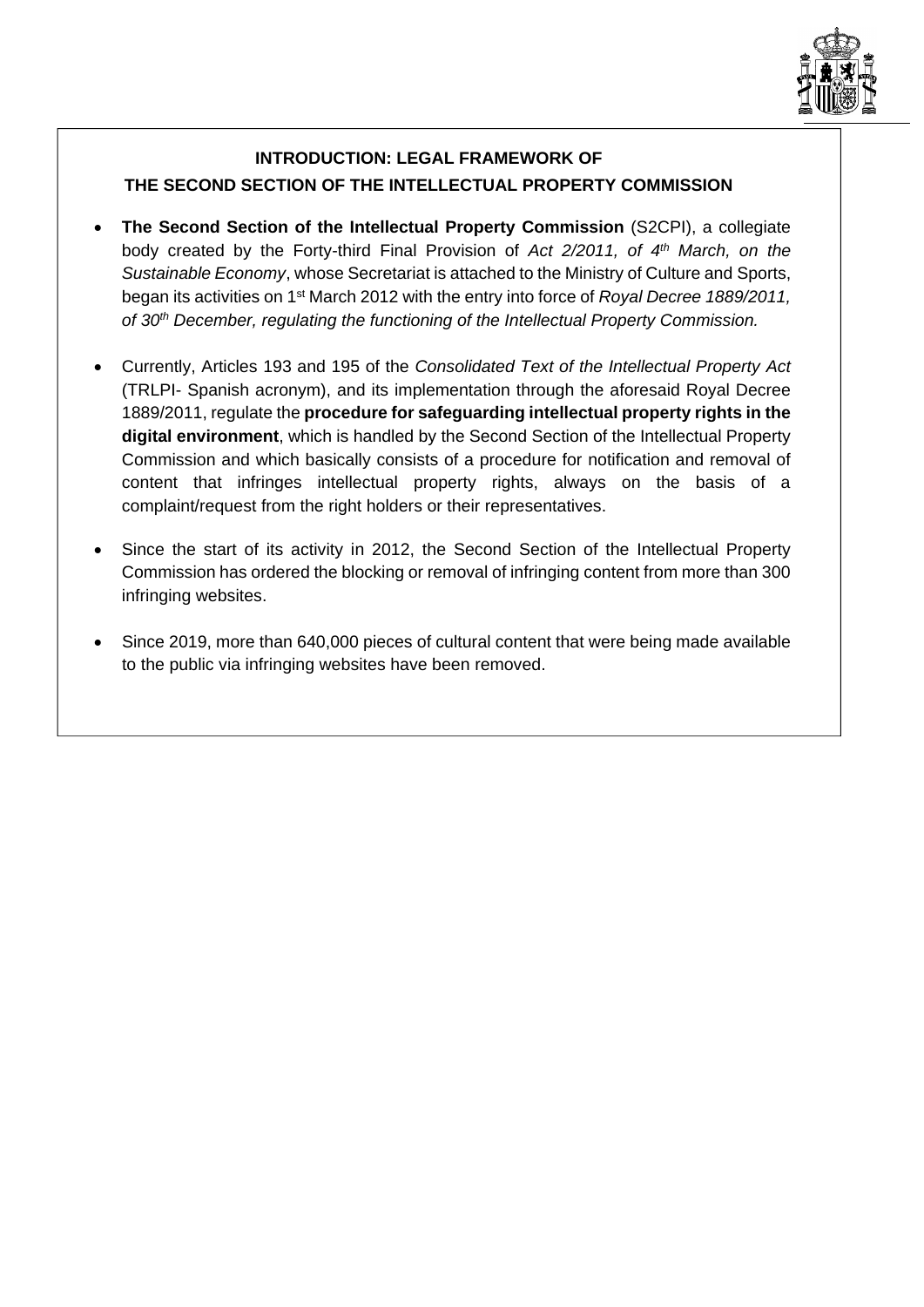## INTRODUCTION: LEGAL FRAMEWORK OF THE SECOND SECTION OF THE INTELLECTUAL PROPERTY COMMISSION

- **The Second Section of the Intellectual Property Commission** (S2CPI), a collegiate body created by the Forty-third Final Provision of *Act 2/2011, of 4th March, on the Sustainable Economy*, whose Secretariat is attached to the Ministry of Culture and Sports, began its activities on 1st March 2012 with the entry into force of *Royal Decree 1889/2011, of 30th December, regulating the functioning of the Intellectual Property Commission.*

- Currently, Articles 193 and 195 of the *Consolidated Text of the Intellectual Property Act* (TRLPI- Spanish acronym), and its implementation through the aforesaid Royal Decree 1889/2011, regulate the **procedure for safeguarding intellectual property rights in the digital environment**, which is handled by the Second Section of the Intellectual Property Commission and which basically consists of a procedure for notification and removal of content that infringes intellectual property rights, always on the basis of a complaint/request from the right holders or their representatives.

- Since the start of its activity in 2012, the Second Section of the Intellectual Property Commission has ordered the blocking or removal of infringing content from more than 300 infringing websites.

- Since 2019, more than 640,000 pieces of cultural content that were being made available to the public via infringing websites have been removed.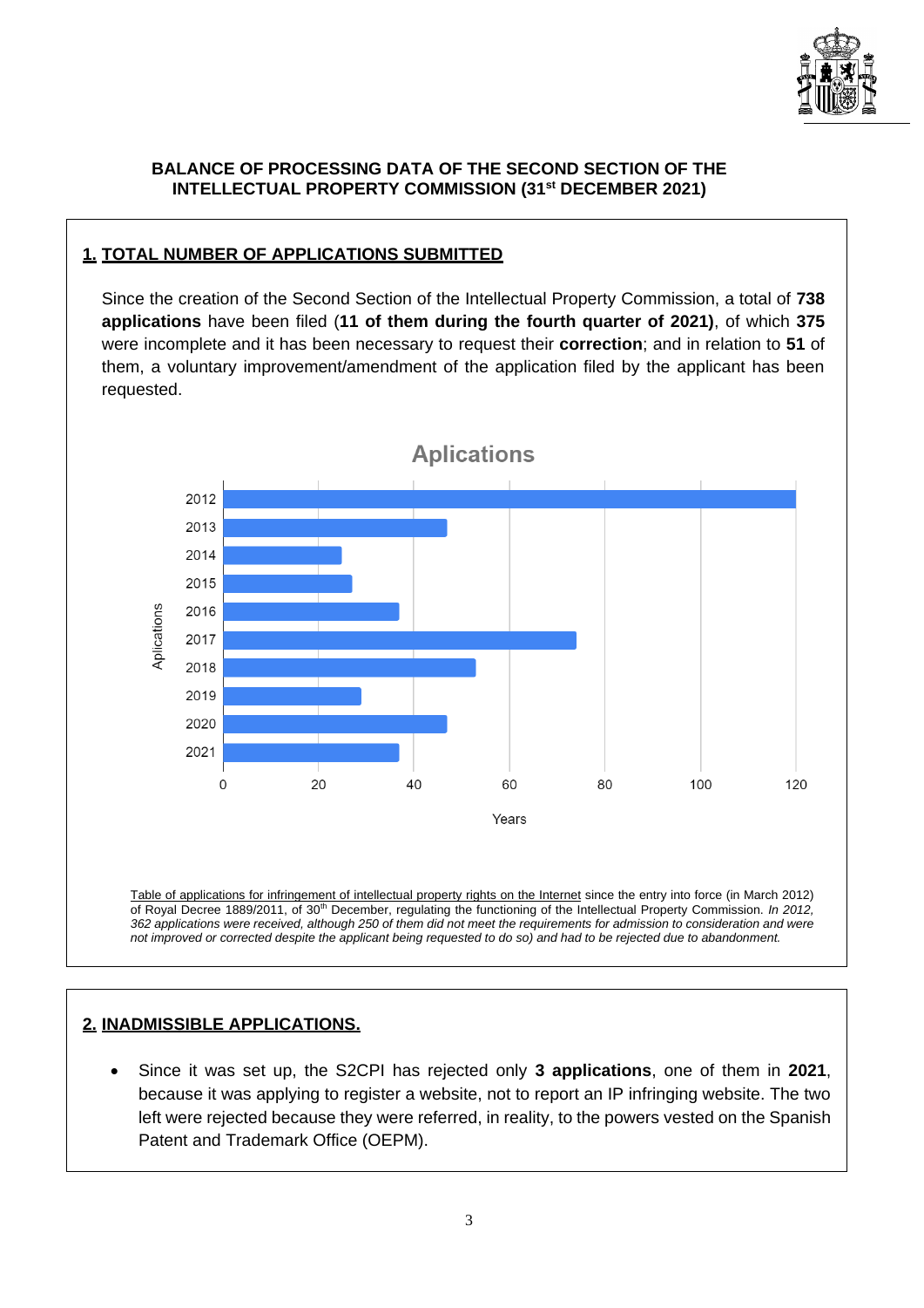**BALANCE OF PROCESSING DATA OF THE SECOND SECTION OF THE INTELLECTUAL PROPERTY COMMISSION (31st DECEMBER 2021)**

## 1. TOTAL NUMBER OF APPLICATIONS SUBMITTED

Since the creation of the Second Section of the Intellectual Property Commission, a total of **738 applications** have been filed (**11 of them during the fourth quarter of 2021)**, of which **375** were incomplete and it has been necessary to request their **correction**; and in relation to **51** of them, a voluntary improvement/amendment of the application filed by the applicant has been requested.

Table of applications for infringement of intellectual property rights on the Internet since the entry into force (in March 2012) of Royal Decree 1889/2011, of 30th December, regulating the functioning of the Intellectual Property Commission. *In 2012, 362 applications were received, although 250 of them did not meet the requirements for admission to consideration and were not improved or corrected despite the applicant being requested to do so) and had to be rejected due to abandonment.*

## 2. INADMISSIBLE APPLICATIONS.

- Since it was set up, the S2CPI has rejected only **3 applications**, one of them in **2021**, because it was applying to register a website, not to report an IP infringing website. The two left were rejected because they were referred, in reality, to the powers vested on the Spanish Patent and Trademark Office (OEPM).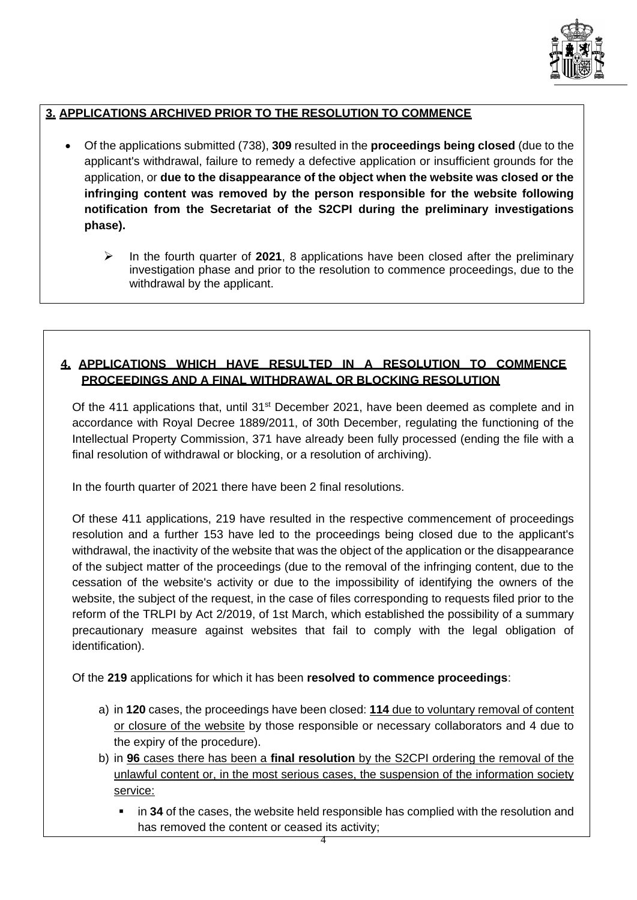## 3. APPLICATIONS ARCHIVED PRIOR TO THE RESOLUTION TO COMMENCE

- Of the applications submitted (738), **309** resulted in the **proceedings being closed** (due to the applicant's withdrawal, failure to remedy a defective application or insufficient grounds for the application, or **due to the disappearance of the object when the website was closed or the infringing content was removed by the person responsible for the website following notification from the Secretariat of the S2CPI during the preliminary investigations phase).**

  - In the fourth quarter of **2021**, 8 applications have been closed after the preliminary investigation phase and prior to the resolution to commence proceedings, due to the withdrawal by the applicant.

## 4. APPLICATIONS WHICH HAVE RESULTED IN A RESOLUTION TO COMMENCE PROCEEDINGS AND A FINAL WITHDRAWAL OR BLOCKING RESOLUTION

Of the 411 applications that, until 31st December 2021, have been deemed as complete and in accordance with Royal Decree 1889/2011, of 30th December, regulating the functioning of the Intellectual Property Commission, 371 have already been fully processed (ending the file with a final resolution of withdrawal or blocking, or a resolution of archiving).

In the fourth quarter of 2021 there have been 2 final resolutions.

Of these 411 applications, 219 have resulted in the respective commencement of proceedings resolution and a further 153 have led to the proceedings being closed due to the applicant's withdrawal, the inactivity of the website that was the object of the application or the disappearance of the subject matter of the proceedings (due to the removal of the infringing content, due to the cessation of the website's activity or due to the impossibility of identifying the owners of the website, the subject of the request, in the case of files corresponding to requests filed prior to the reform of the TRLPI by Act 2/2019, of 1st March, which established the possibility of a summary precautionary measure against websites that fail to comply with the legal obligation of identification).

Of the **219** applications for which it has been **resolved to commence proceedings**:

a) in **120** cases, the proceedings have been closed: **114** due to voluntary removal of content or closure of the website by those responsible or necessary collaborators and 4 due to the expiry of the procedure).
b) in **96** cases there has been a **final resolution** by the S2CPI ordering the removal of the unlawful content or, in the most serious cases, the suspension of the information society service:
   - in **34** of the cases, the website held responsible has complied with the resolution and has removed the content or ceased its activity;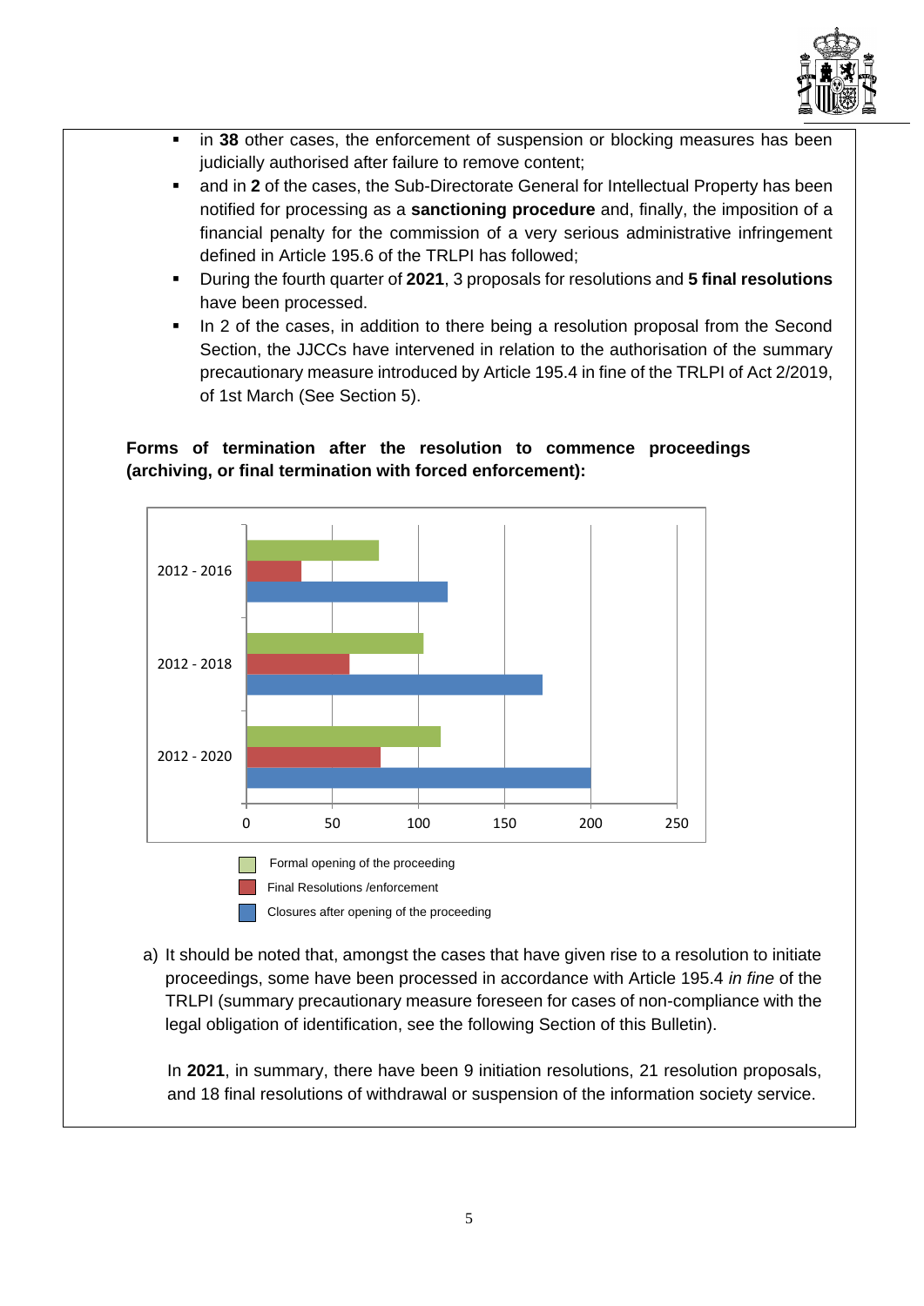- in **38** other cases, the enforcement of suspension or blocking measures has been judicially authorised after failure to remove content;
- and in **2** of the cases, the Sub-Directorate General for Intellectual Property has been notified for processing as a **sanctioning procedure** and, finally, the imposition of a financial penalty for the commission of a very serious administrative infringement defined in Article 195.6 of the TRLPI has followed;
- During the fourth quarter of **2021**, 3 proposals for resolutions and **5 final resolutions** have been processed.
- In 2 of the cases, in addition to there being a resolution proposal from the Second Section, the JJCCs have intervened in relation to the authorisation of the summary precautionary measure introduced by Article 195.4 in fine of the TRLPI of Act 2/2019, of 1st March (See Section 5).

**Forms of termination after the resolution to commence proceedings (archiving, or final termination with forced enforcement):**

a) It should be noted that, amongst the cases that have given rise to a resolution to initiate proceedings, some have been processed in accordance with Article 195.4 *in fine* of the TRLPI (summary precautionary measure foreseen for cases of non-compliance with the legal obligation of identification, see the following Section of this Bulletin).

In **2021**, in summary, there have been 9 initiation resolutions, 21 resolution proposals, and 18 final resolutions of withdrawal or suspension of the information society service.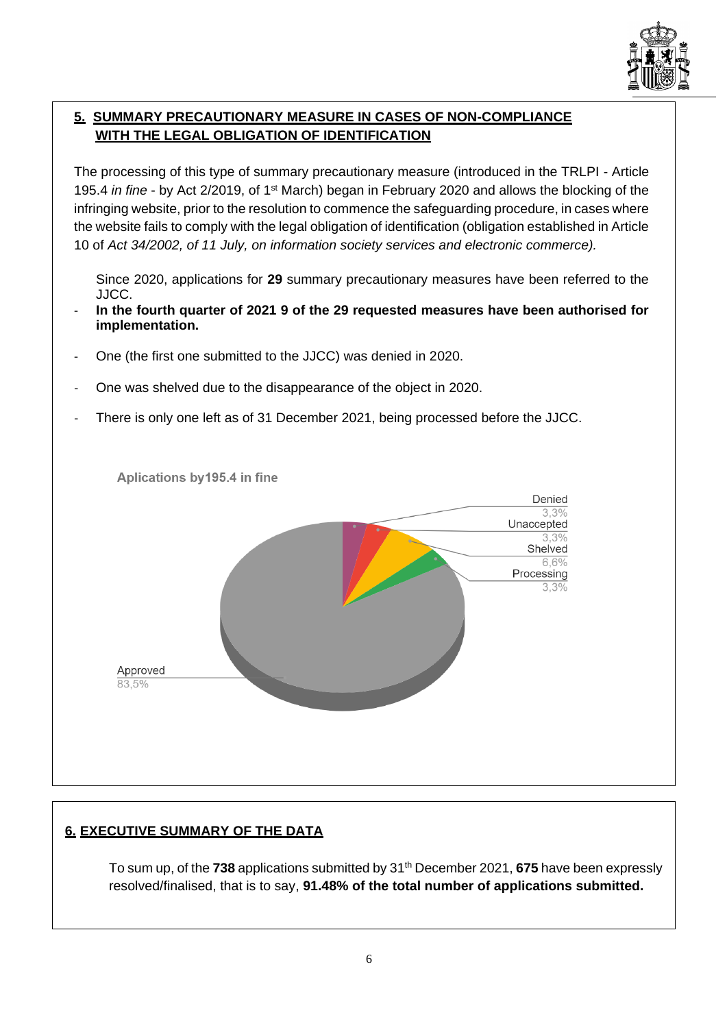## 5. SUMMARY PRECAUTIONARY MEASURE IN CASES OF NON-COMPLIANCE WITH THE LEGAL OBLIGATION OF IDENTIFICATION

The processing of this type of summary precautionary measure (introduced in the TRLPI - Article 195.4 *in fine* - by Act 2/2019, of 1st March) began in February 2020 and allows the blocking of the infringing website, prior to the resolution to commence the safeguarding procedure, in cases where the website fails to comply with the legal obligation of identification (obligation established in Article 10 of *Act 34/2002, of 11 July, on information society services and electronic commerce).*

Since 2020, applications for **29** summary precautionary measures have been referred to the JJCC.

- **In the fourth quarter of 2021 9 of the 29 requested measures have been authorised for implementation.**
- One (the first one submitted to the JJCC) was denied in 2020.
- One was shelved due to the disappearance of the object in 2020.
- There is only one left as of 31 December 2021, being processed before the JJCC.

Aplications by195.4 in fine

| Category | Percentage |
|---|---|
| Denied | 3,3% |
| Unaccepted | 3,3% |
| Shelved | 6,6% |
| Processing | 3,3% |
| Approved | 83,5% |

## 6. EXECUTIVE SUMMARY OF THE DATA

To sum up, of the **738** applications submitted by 31th December 2021, **675** have been expressly resolved/finalised, that is to say, **91.48% of the total number of applications submitted.**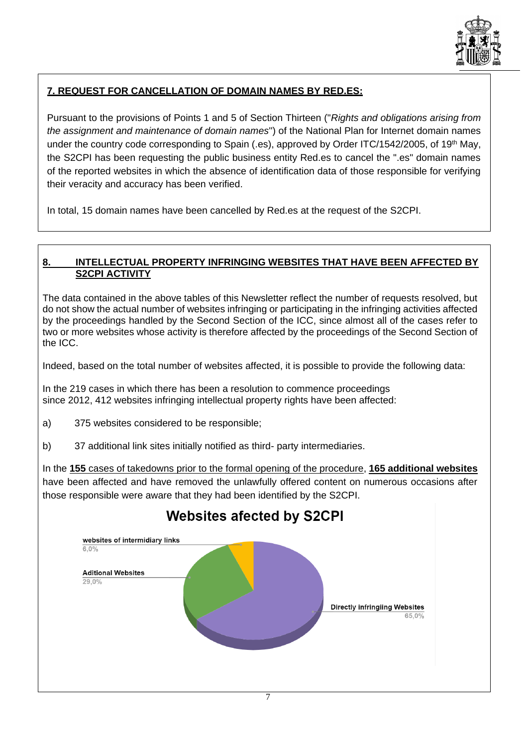## 7. REQUEST FOR CANCELLATION OF DOMAIN NAMES BY RED.ES:

Pursuant to the provisions of Points 1 and 5 of Section Thirteen ("*Rights and obligations arising from the assignment and maintenance of domain names*") of the National Plan for Internet domain names under the country code corresponding to Spain (.es), approved by Order ITC/1542/2005, of 19th May, the S2CPI has been requesting the public business entity Red.es to cancel the ".es" domain names of the reported websites in which the absence of identification data of those responsible for verifying their veracity and accuracy has been verified.

In total, 15 domain names have been cancelled by Red.es at the request of the S2CPI.

## 8. INTELLECTUAL PROPERTY INFRINGING WEBSITES THAT HAVE BEEN AFFECTED BY S2CPI ACTIVITY

The data contained in the above tables of this Newsletter reflect the number of requests resolved, but do not show the actual number of websites infringing or participating in the infringing activities affected by the proceedings handled by the Second Section of the ICC, since almost all of the cases refer to two or more websites whose activity is therefore affected by the proceedings of the Second Section of the ICC.

Indeed, based on the total number of websites affected, it is possible to provide the following data:

In the 219 cases in which there has been a resolution to commence proceedings since 2012, 412 websites infringing intellectual property rights have been affected:

a) 375 websites considered to be responsible;

b) 37 additional link sites initially notified as third- party intermediaries.

In the **155** cases of takedowns prior to the formal opening of the procedure, **165 additional websites** have been affected and have removed the unlawfully offered content on numerous occasions after those responsible were aware that they had been identified by the S2CPI.

**Websites afected by S2CPI**

| Category | Percentage |
|---|---|
| websites of intermidiary links | 6,0% |
| Aditional Websites | 29,0% |
| Directly infringiing Websites | 65,0% |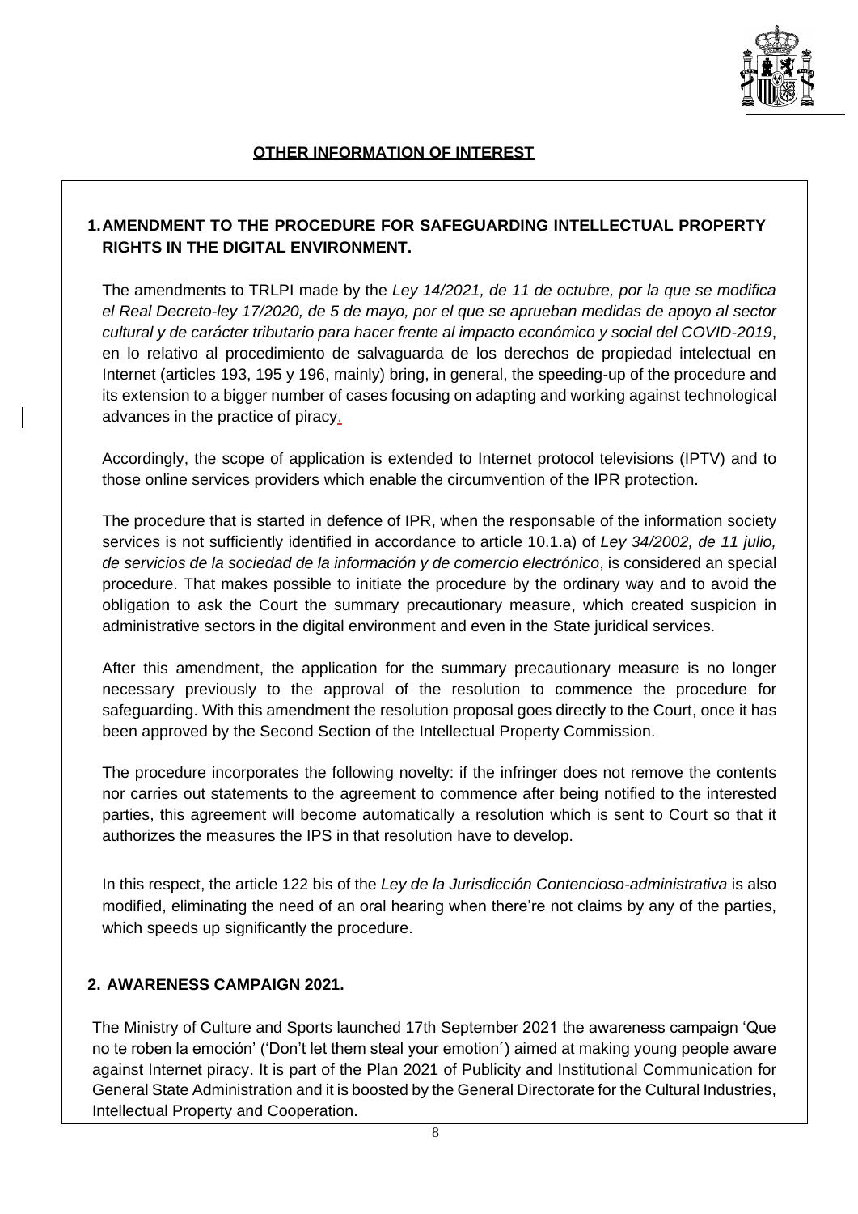## OTHER INFORMATION OF INTEREST

### 1. AMENDMENT TO THE PROCEDURE FOR SAFEGUARDING INTELLECTUAL PROPERTY RIGHTS IN THE DIGITAL ENVIRONMENT.

The amendments to TRLPI made by the *Ley 14/2021, de 11 de octubre, por la que se modifica el Real Decreto-ley 17/2020, de 5 de mayo, por el que se aprueban medidas de apoyo al sector cultural y de carácter tributario para hacer frente al impacto económico y social del COVID-2019*, en lo relativo al procedimiento de salvaguarda de los derechos de propiedad intelectual en Internet (articles 193, 195 y 196, mainly) bring, in general, the speeding-up of the procedure and its extension to a bigger number of cases focusing on adapting and working against technological advances in the practice of piracy.

Accordingly, the scope of application is extended to Internet protocol televisions (IPTV) and to those online services providers which enable the circumvention of the IPR protection.

The procedure that is started in defence of IPR, when the responsable of the information society services is not sufficiently identified in accordance to article 10.1.a) of *Ley 34/2002, de 11 julio, de servicios de la sociedad de la información y de comercio electrónico*, is considered an special procedure. That makes possible to initiate the procedure by the ordinary way and to avoid the obligation to ask the Court the summary precautionary measure, which created suspicion in administrative sectors in the digital environment and even in the State juridical services.

After this amendment, the application for the summary precautionary measure is no longer necessary previously to the approval of the resolution to commence the procedure for safeguarding. With this amendment the resolution proposal goes directly to the Court, once it has been approved by the Second Section of the Intellectual Property Commission.

The procedure incorporates the following novelty: if the infringer does not remove the contents nor carries out statements to the agreement to commence after being notified to the interested parties, this agreement will become automatically a resolution which is sent to Court so that it authorizes the measures the IPS in that resolution have to develop.

In this respect, the article 122 bis of the *Ley de la Jurisdicción Contencioso-administrativa* is also modified, eliminating the need of an oral hearing when there're not claims by any of the parties, which speeds up significantly the procedure.

### 2. AWARENESS CAMPAIGN 2021.

The Ministry of Culture and Sports launched 17th September 2021 the awareness campaign 'Que no te roben la emoción' ('Don't let them steal your emotion´) aimed at making young people aware against Internet piracy. It is part of the Plan 2021 of Publicity and Institutional Communication for General State Administration and it is boosted by the General Directorate for the Cultural Industries, Intellectual Property and Cooperation.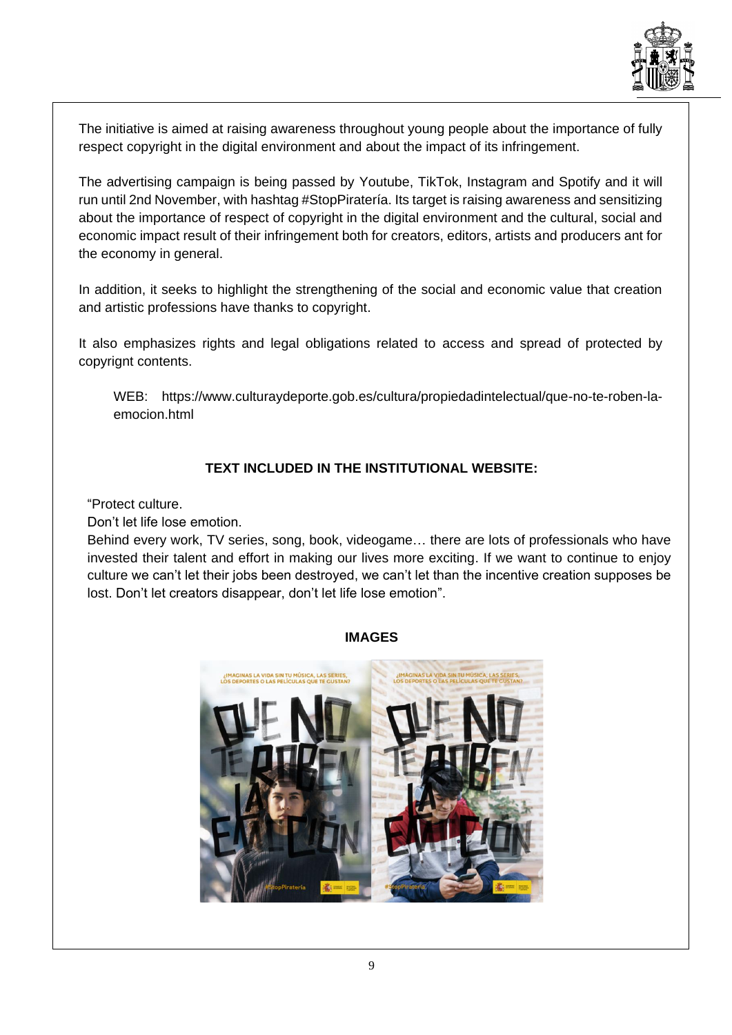The initiative is aimed at raising awareness throughout young people about the importance of fully respect copyright in the digital environment and about the impact of its infringement.

The advertising campaign is being passed by Youtube, TikTok, Instagram and Spotify and it will run until 2nd November, with hashtag #StopPiratería. Its target is raising awareness and sensitizing about the importance of respect of copyright in the digital environment and the cultural, social and economic impact result of their infringement both for creators, editors, artists and producers ant for the economy in general.

In addition, it seeks to highlight the strengthening of the social and economic value that creation and artistic professions have thanks to copyright.

It also emphasizes rights and legal obligations related to access and spread of protected by copyrignt contents.

WEB: https://www.culturaydeporte.gob.es/cultura/propiedadintelectual/que-no-te-roben-la-emocion.html

**TEXT INCLUDED IN THE INSTITUTIONAL WEBSITE:**

"Protect culture.
Don't let life lose emotion.
Behind every work, TV series, song, book, videogame… there are lots of professionals who have invested their talent and effort in making our lives more exciting. If we want to continue to enjoy culture we can't let their jobs been destroyed, we can't let than the incentive creation supposes be lost. Don't let creators disappear, don't let life lose emotion".

**IMAGES**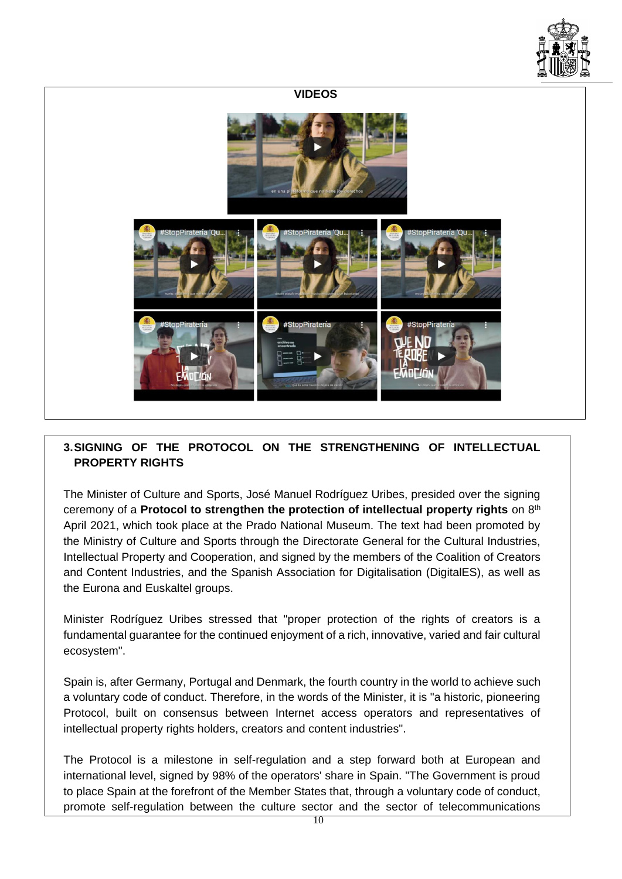**VIDEOS**

## 3. SIGNING OF THE PROTOCOL ON THE STRENGTHENING OF INTELLECTUAL PROPERTY RIGHTS

The Minister of Culture and Sports, José Manuel Rodríguez Uribes, presided over the signing ceremony of a **Protocol to strengthen the protection of intellectual property rights** on 8th April 2021, which took place at the Prado National Museum. The text had been promoted by the Ministry of Culture and Sports through the Directorate General for the Cultural Industries, Intellectual Property and Cooperation, and signed by the members of the Coalition of Creators and Content Industries, and the Spanish Association for Digitalisation (DigitalES), as well as the Eurona and Euskaltel groups.

Minister Rodríguez Uribes stressed that "proper protection of the rights of creators is a fundamental guarantee for the continued enjoyment of a rich, innovative, varied and fair cultural ecosystem".

Spain is, after Germany, Portugal and Denmark, the fourth country in the world to achieve such a voluntary code of conduct. Therefore, in the words of the Minister, it is "a historic, pioneering Protocol, built on consensus between Internet access operators and representatives of intellectual property rights holders, creators and content industries".

The Protocol is a milestone in self-regulation and a step forward both at European and international level, signed by 98% of the operators' share in Spain. "The Government is proud to place Spain at the forefront of the Member States that, through a voluntary code of conduct, promote self-regulation between the culture sector and the sector of telecommunications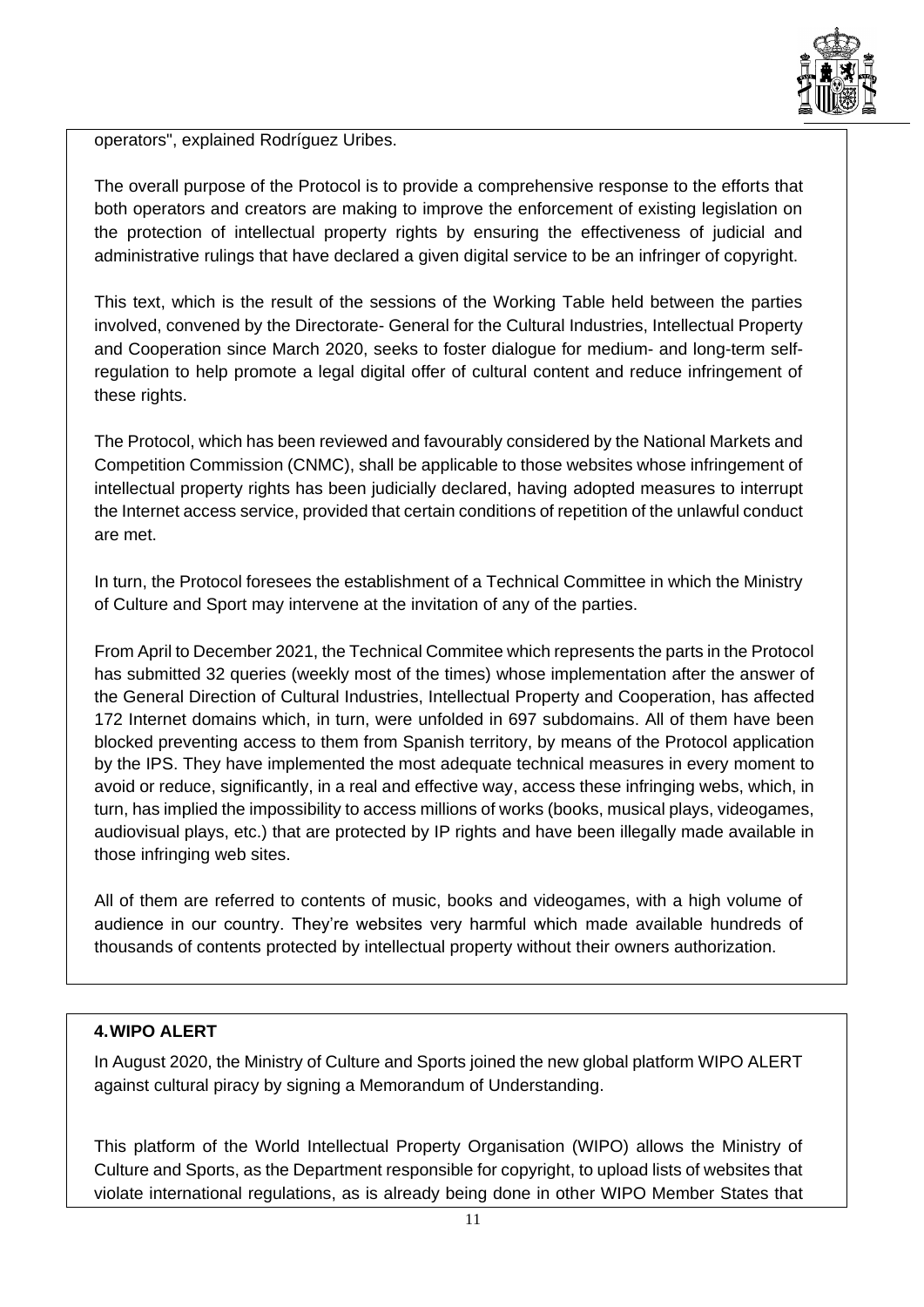operators", explained Rodríguez Uribes.

The overall purpose of the Protocol is to provide a comprehensive response to the efforts that both operators and creators are making to improve the enforcement of existing legislation on the protection of intellectual property rights by ensuring the effectiveness of judicial and administrative rulings that have declared a given digital service to be an infringer of copyright.

This text, which is the result of the sessions of the Working Table held between the parties involved, convened by the Directorate- General for the Cultural Industries, Intellectual Property and Cooperation since March 2020, seeks to foster dialogue for medium- and long-term self-regulation to help promote a legal digital offer of cultural content and reduce infringement of these rights.

The Protocol, which has been reviewed and favourably considered by the National Markets and Competition Commission (CNMC), shall be applicable to those websites whose infringement of intellectual property rights has been judicially declared, having adopted measures to interrupt the Internet access service, provided that certain conditions of repetition of the unlawful conduct are met.

In turn, the Protocol foresees the establishment of a Technical Committee in which the Ministry of Culture and Sport may intervene at the invitation of any of the parties.

From April to December 2021, the Technical Commitee which represents the parts in the Protocol has submitted 32 queries (weekly most of the times) whose implementation after the answer of the General Direction of Cultural Industries, Intellectual Property and Cooperation, has affected 172 Internet domains which, in turn, were unfolded in 697 subdomains. All of them have been blocked preventing access to them from Spanish territory, by means of the Protocol application by the IPS. They have implemented the most adequate technical measures in every moment to avoid or reduce, significantly, in a real and effective way, access these infringing webs, which, in turn, has implied the impossibility to access millions of works (books, musical plays, videogames, audiovisual plays, etc.) that are protected by IP rights and have been illegally made available in those infringing web sites.

All of them are referred to contents of music, books and videogames, with a high volume of audience in our country. They're websites very harmful which made available hundreds of thousands of contents protected by intellectual property without their owners authorization.

## 4. WIPO ALERT

In August 2020, the Ministry of Culture and Sports joined the new global platform WIPO ALERT against cultural piracy by signing a Memorandum of Understanding.

This platform of the World Intellectual Property Organisation (WIPO) allows the Ministry of Culture and Sports, as the Department responsible for copyright, to upload lists of websites that violate international regulations, as is already being done in other WIPO Member States that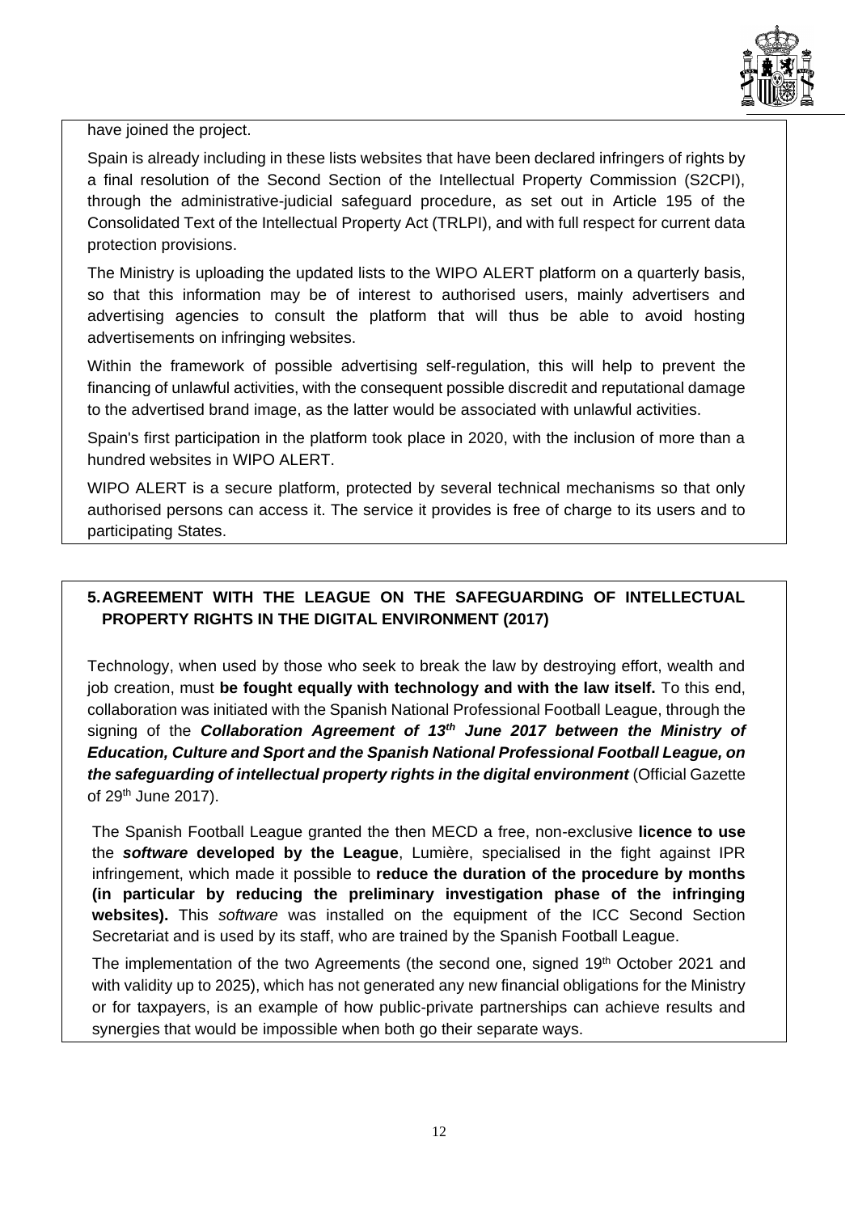have joined the project.

Spain is already including in these lists websites that have been declared infringers of rights by a final resolution of the Second Section of the Intellectual Property Commission (S2CPI), through the administrative-judicial safeguard procedure, as set out in Article 195 of the Consolidated Text of the Intellectual Property Act (TRLPI), and with full respect for current data protection provisions.

The Ministry is uploading the updated lists to the WIPO ALERT platform on a quarterly basis, so that this information may be of interest to authorised users, mainly advertisers and advertising agencies to consult the platform that will thus be able to avoid hosting advertisements on infringing websites.

Within the framework of possible advertising self-regulation, this will help to prevent the financing of unlawful activities, with the consequent possible discredit and reputational damage to the advertised brand image, as the latter would be associated with unlawful activities.

Spain's first participation in the platform took place in 2020, with the inclusion of more than a hundred websites in WIPO ALERT.

WIPO ALERT is a secure platform, protected by several technical mechanisms so that only authorised persons can access it. The service it provides is free of charge to its users and to participating States.

## 5. AGREEMENT WITH THE LEAGUE ON THE SAFEGUARDING OF INTELLECTUAL PROPERTY RIGHTS IN THE DIGITAL ENVIRONMENT (2017)

Technology, when used by those who seek to break the law by destroying effort, wealth and job creation, must **be fought equally with technology and with the law itself.** To this end, collaboration was initiated with the Spanish National Professional Football League, through the signing of the ***Collaboration Agreement of 13th June 2017 between the Ministry of Education, Culture and Sport and the Spanish National Professional Football League, on the safeguarding of intellectual property rights in the digital environment*** (Official Gazette of 29th June 2017).

The Spanish Football League granted the then MECD a free, non-exclusive **licence to use** the ***software*** **developed by the League**, Lumière, specialised in the fight against IPR infringement, which made it possible to **reduce the duration of the procedure by months (in particular by reducing the preliminary investigation phase of the infringing websites).** This *software* was installed on the equipment of the ICC Second Section Secretariat and is used by its staff, who are trained by the Spanish Football League.

The implementation of the two Agreements (the second one, signed 19th October 2021 and with validity up to 2025), which has not generated any new financial obligations for the Ministry or for taxpayers, is an example of how public-private partnerships can achieve results and synergies that would be impossible when both go their separate ways.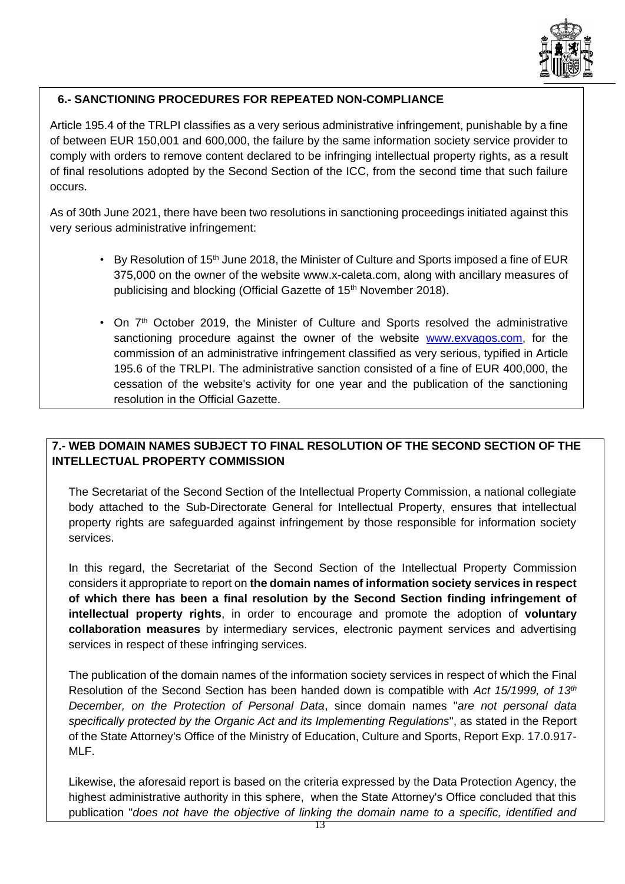## 6.- SANCTIONING PROCEDURES FOR REPEATED NON-COMPLIANCE

Article 195.4 of the TRLPI classifies as a very serious administrative infringement, punishable by a fine of between EUR 150,001 and 600,000, the failure by the same information society service provider to comply with orders to remove content declared to be infringing intellectual property rights, as a result of final resolutions adopted by the Second Section of the ICC, from the second time that such failure occurs.

As of 30th June 2021, there have been two resolutions in sanctioning proceedings initiated against this very serious administrative infringement:

- By Resolution of 15th June 2018, the Minister of Culture and Sports imposed a fine of EUR 375,000 on the owner of the website www.x-caleta.com, along with ancillary measures of publicising and blocking (Official Gazette of 15th November 2018).
- On 7th October 2019, the Minister of Culture and Sports resolved the administrative sanctioning procedure against the owner of the website www.exvagos.com, for the commission of an administrative infringement classified as very serious, typified in Article 195.6 of the TRLPI. The administrative sanction consisted of a fine of EUR 400,000, the cessation of the website's activity for one year and the publication of the sanctioning resolution in the Official Gazette.

## 7.- WEB DOMAIN NAMES SUBJECT TO FINAL RESOLUTION OF THE SECOND SECTION OF THE INTELLECTUAL PROPERTY COMMISSION

The Secretariat of the Second Section of the Intellectual Property Commission, a national collegiate body attached to the Sub-Directorate General for Intellectual Property, ensures that intellectual property rights are safeguarded against infringement by those responsible for information society services.

In this regard, the Secretariat of the Second Section of the Intellectual Property Commission considers it appropriate to report on **the domain names of information society services in respect of which there has been a final resolution by the Second Section finding infringement of intellectual property rights**, in order to encourage and promote the adoption of **voluntary collaboration measures** by intermediary services, electronic payment services and advertising services in respect of these infringing services.

The publication of the domain names of the information society services in respect of which the Final Resolution of the Second Section has been handed down is compatible with *Act 15/1999, of 13th December, on the Protection of Personal Data*, since domain names "*are not personal data specifically protected by the Organic Act and its Implementing Regulations*", as stated in the Report of the State Attorney's Office of the Ministry of Education, Culture and Sports, Report Exp. 17.0.917-MLF.

Likewise, the aforesaid report is based on the criteria expressed by the Data Protection Agency, the highest administrative authority in this sphere, when the State Attorney's Office concluded that this publication "*does not have the objective of linking the domain name to a specific, identified and*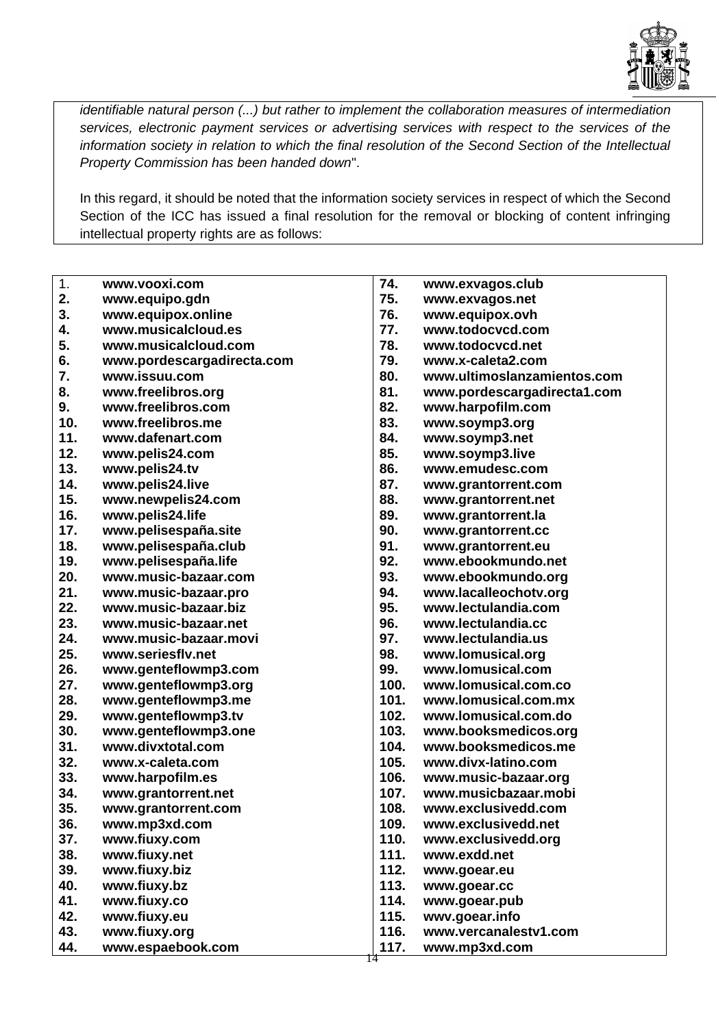*identifiable natural person (...) but rather to implement the collaboration measures of intermediation services, electronic payment services or advertising services with respect to the services of the information society in relation to which the final resolution of the Second Section of the Intellectual Property Commission has been handed down*".

In this regard, it should be noted that the information society services in respect of which the Second Section of the ICC has issued a final resolution for the removal or blocking of content infringing intellectual property rights are as follows:

| | | | |
|---|---|---|---|
| 1. | **www.vooxi.com** | **74.** | **www.exvagos.club** |
| **2.** | **www.equipo.gdn** | **75.** | **www.exvagos.net** |
| **3.** | **www.equipox.online** | **76.** | **www.equipox.ovh** |
| **4.** | **www.musicalcloud.es** | **77.** | **www.todocvcd.com** |
| **5.** | **www.musicalcloud.com** | **78.** | **www.todocvcd.net** |
| **6.** | **www.pordescargadirecta.com** | **79.** | **www.x-caleta2.com** |
| **7.** | **www.issuu.com** | **80.** | **www.ultimoslanzamientos.com** |
| **8.** | **www.freelibros.org** | **81.** | **www.pordescargadirecta1.com** |
| **9.** | **www.freelibros.com** | **82.** | **www.harpofilm.com** |
| **10.** | **www.freelibros.me** | **83.** | **www.soymp3.org** |
| **11.** | **www.dafenart.com** | **84.** | **www.soymp3.net** |
| **12.** | **www.pelis24.com** | **85.** | **www.soymp3.live** |
| **13.** | **www.pelis24.tv** | **86.** | **www.emudesc.com** |
| **14.** | **www.pelis24.live** | **87.** | **www.grantorrent.com** |
| **15.** | **www.newpelis24.com** | **88.** | **www.grantorrent.net** |
| **16.** | **www.pelis24.life** | **89.** | **www.grantorrent.la** |
| **17.** | **www.pelisespaña.site** | **90.** | **www.grantorrent.cc** |
| **18.** | **www.pelisespaña.club** | **91.** | **www.grantorrent.eu** |
| **19.** | **www.pelisespaña.life** | **92.** | **www.ebookmundo.net** |
| **20.** | **www.music-bazaar.com** | **93.** | **www.ebookmundo.org** |
| **21.** | **www.music-bazaar.pro** | **94.** | **www.lacalleochotv.org** |
| **22.** | **www.music-bazaar.biz** | **95.** | **www.lectulandia.com** |
| **23.** | **www.music-bazaar.net** | **96.** | **www.lectulandia.cc** |
| **24.** | **www.music-bazaar.movi** | **97.** | **www.lectulandia.us** |
| **25.** | **www.seriesflv.net** | **98.** | **www.lomusical.org** |
| **26.** | **www.genteflowmp3.com** | **99.** | **www.lomusical.com** |
| **27.** | **www.genteflowmp3.org** | **100.** | **www.lomusical.com.co** |
| **28.** | **www.genteflowmp3.me** | **101.** | **www.lomusical.com.mx** |
| **29.** | **www.genteflowmp3.tv** | **102.** | **www.lomusical.com.do** |
| **30.** | **www.genteflowmp3.one** | **103.** | **www.booksmedicos.org** |
| **31.** | **www.divxtotal.com** | **104.** | **www.booksmedicos.me** |
| **32.** | **www.x-caleta.com** | **105.** | **www.divx-latino.com** |
| **33.** | **www.harpofilm.es** | **106.** | **www.music-bazaar.org** |
| **34.** | **www.grantorrent.net** | **107.** | **www.musicbazaar.mobi** |
| **35.** | **www.grantorrent.com** | **108.** | **www.exclusivedd.com** |
| **36.** | **www.mp3xd.com** | **109.** | **www.exclusivedd.net** |
| **37.** | **www.fiuxy.com** | **110.** | **www.exclusivedd.org** |
| **38.** | **www.fiuxy.net** | **111.** | **www.exdd.net** |
| **39.** | **www.fiuxy.biz** | **112.** | **www.goear.eu** |
| **40.** | **www.fiuxy.bz** | **113.** | **www.goear.cc** |
| **41.** | **www.fiuxy.co** | **114.** | **www.goear.pub** |
| **42.** | **www.fiuxy.eu** | **115.** | **wwv.goear.info** |
| **43.** | **www.fiuxy.org** | **116.** | **www.vercanalestv1.com** |
| **44.** | **www.espaebook.com** | **117.** | **www.mp3xd.com** |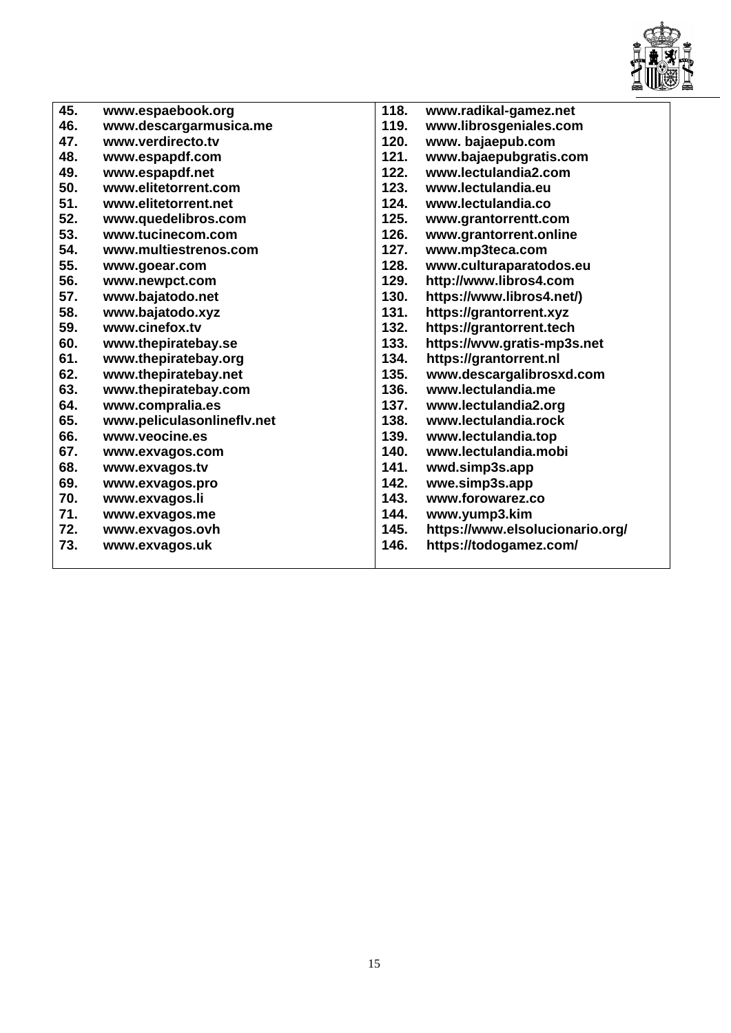| | | | |
|---|---|---|---|
| **45.** | **www.espaebook.org** | **118.** | **www.radikal-gamez.net** |
| **46.** | **www.descargarmusica.me** | **119.** | **www.librosgeniales.com** |
| **47.** | **www.verdirecto.tv** | **120.** | **www. bajaepub.com** |
| **48.** | **www.espapdf.com** | **121.** | **www.bajaepubgratis.com** |
| **49.** | **www.espapdf.net** | **122.** | **www.lectulandia2.com** |
| **50.** | **www.elitetorrent.com** | **123.** | **www.lectulandia.eu** |
| **51.** | **www.elitetorrent.net** | **124.** | **www.lectulandia.co** |
| **52.** | **www.quedelibros.com** | **125.** | **www.grantorrentt.com** |
| **53.** | **www.tucinecom.com** | **126.** | **www.grantorrent.online** |
| **54.** | **www.multiestrenos.com** | **127.** | **www.mp3teca.com** |
| **55.** | **www.goear.com** | **128.** | **www.culturaparatodos.eu** |
| **56.** | **www.newpct.com** | **129.** | **http://www.libros4.com** |
| **57.** | **www.bajatodo.net** | **130.** | **https://www.libros4.net/)** |
| **58.** | **www.bajatodo.xyz** | **131.** | **https://grantorrent.xyz** |
| **59.** | **www.cinefox.tv** | **132.** | **https://grantorrent.tech** |
| **60.** | **www.thepiratebay.se** | **133.** | **https://wvw.gratis-mp3s.net** |
| **61.** | **www.thepiratebay.org** | **134.** | **https://grantorrent.nl** |
| **62.** | **www.thepiratebay.net** | **135.** | **www.descargalibrosxd.com** |
| **63.** | **www.thepiratebay.com** | **136.** | **www.lectulandia.me** |
| **64.** | **www.compralia.es** | **137.** | **www.lectulandia2.org** |
| **65.** | **www.peliculasonlineflv.net** | **138.** | **www.lectulandia.rock** |
| **66.** | **www.veocine.es** | **139.** | **www.lectulandia.top** |
| **67.** | **www.exvagos.com** | **140.** | **www.lectulandia.mobi** |
| **68.** | **www.exvagos.tv** | **141.** | **wwd.simp3s.app** |
| **69.** | **www.exvagos.pro** | **142.** | **wwe.simp3s.app** |
| **70.** | **www.exvagos.li** | **143.** | **www.forowarez.co** |
| **71.** | **www.exvagos.me** | **144.** | **www.yump3.kim** |
| **72.** | **www.exvagos.ovh** | **145.** | **https://www.elsolucionario.org/** |
| **73.** | **www.exvagos.uk** | **146.** | **https://todogamez.com/** |